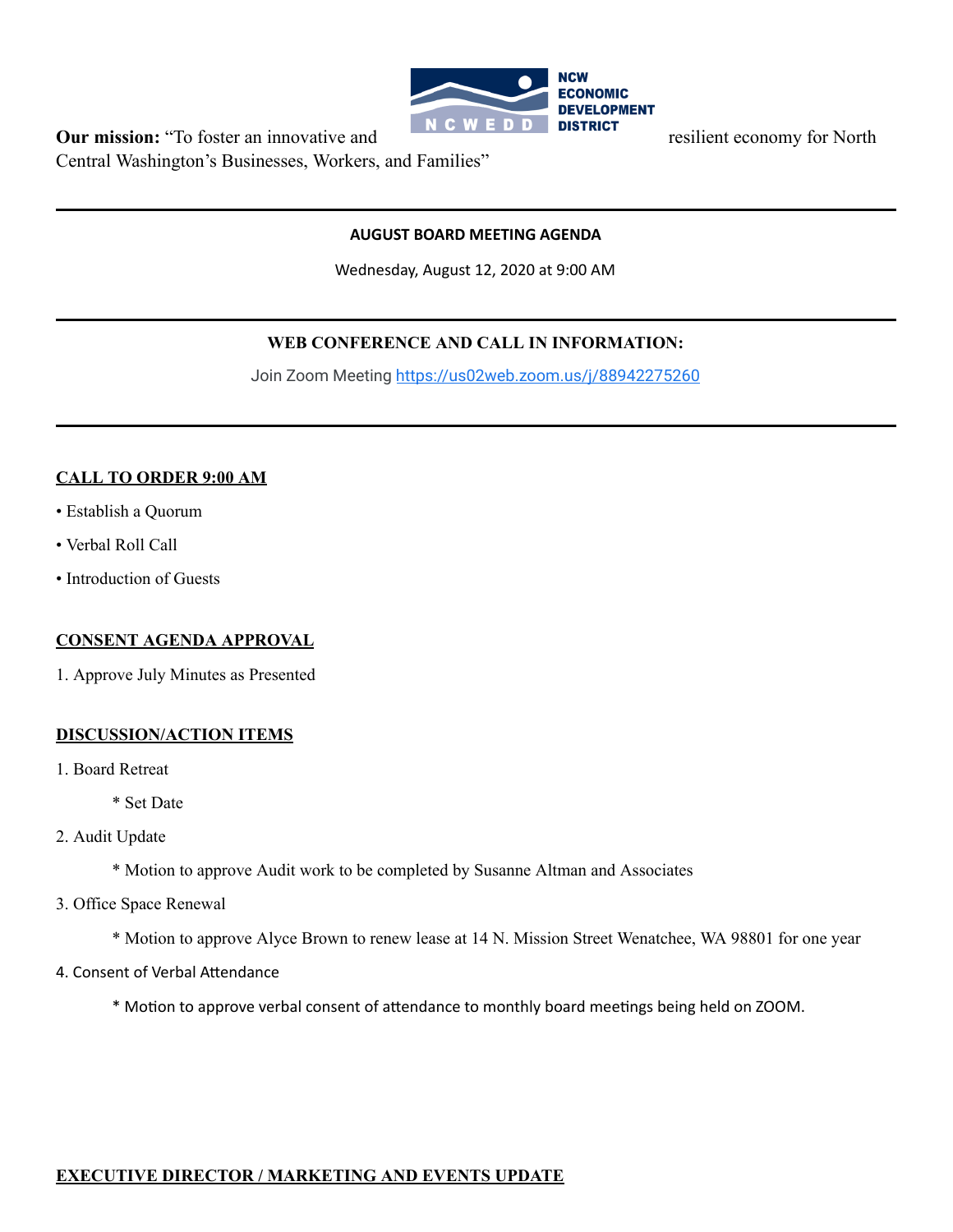NCW ECONOMIC DEVELOPMENT DISTRICT

**Our mission:** "To foster an innovative and resilient economy for North Central Washington's Businesses, Workers, and Families"

---

**AUGUST BOARD MEETING AGENDA**

Wednesday, August 12, 2020 at 9:00 AM

---

**WEB CONFERENCE AND CALL IN INFORMATION:**

Join Zoom Meeting [https://us02web.zoom.us/j/88942275260](https://us02web.zoom.us/j/88942275260)

---

## CALL TO ORDER 9:00 AM

- Establish a Quorum
- Verbal Roll Call
- Introduction of Guests

## CONSENT AGENDA APPROVAL

1. Approve July Minutes as Presented

## DISCUSSION/ACTION ITEMS

1. Board Retreat
   - Set Date
2. Audit Update
   - Motion to approve Audit work to be completed by Susanne Altman and Associates
3. Office Space Renewal
   - Motion to approve Alyce Brown to renew lease at 14 N. Mission Street Wenatchee, WA 98801 for one year
4. Consent of Verbal Attendance
   - Motion to approve verbal consent of attendance to monthly board meetings being held on ZOOM.

## EXECUTIVE DIRECTOR / MARKETING AND EVENTS UPDATE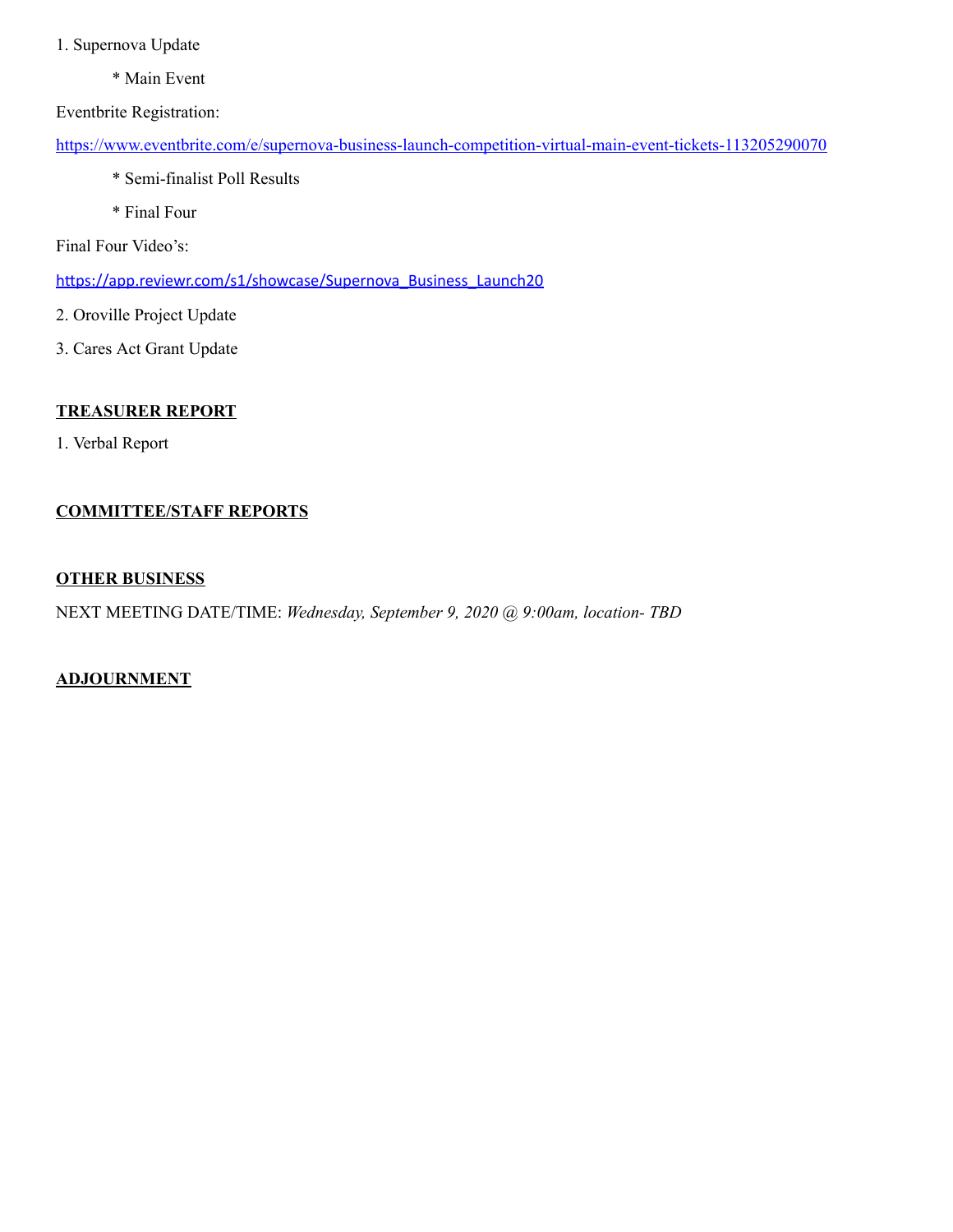1. Supernova Update

    * Main Event

Eventbrite Registration:

[https://www.eventbrite.com/e/supernova-business-launch-competition-virtual-main-event-tickets-113205290070](https://www.eventbrite.com/e/supernova-business-launch-competition-virtual-main-event-tickets-113205290070)

    * Semi-finalist Poll Results

    * Final Four

Final Four Video's:

[https://app.reviewr.com/s1/showcase/Supernova_Business_Launch20](https://app.reviewr.com/s1/showcase/Supernova_Business_Launch20)

2. Oroville Project Update

3. Cares Act Grant Update

**TREASURER REPORT**

1. Verbal Report

**COMMITTEE/STAFF REPORTS**

**OTHER BUSINESS**

NEXT MEETING DATE/TIME: *Wednesday, September 9, 2020 @ 9:00am, location- TBD*

**ADJOURNMENT**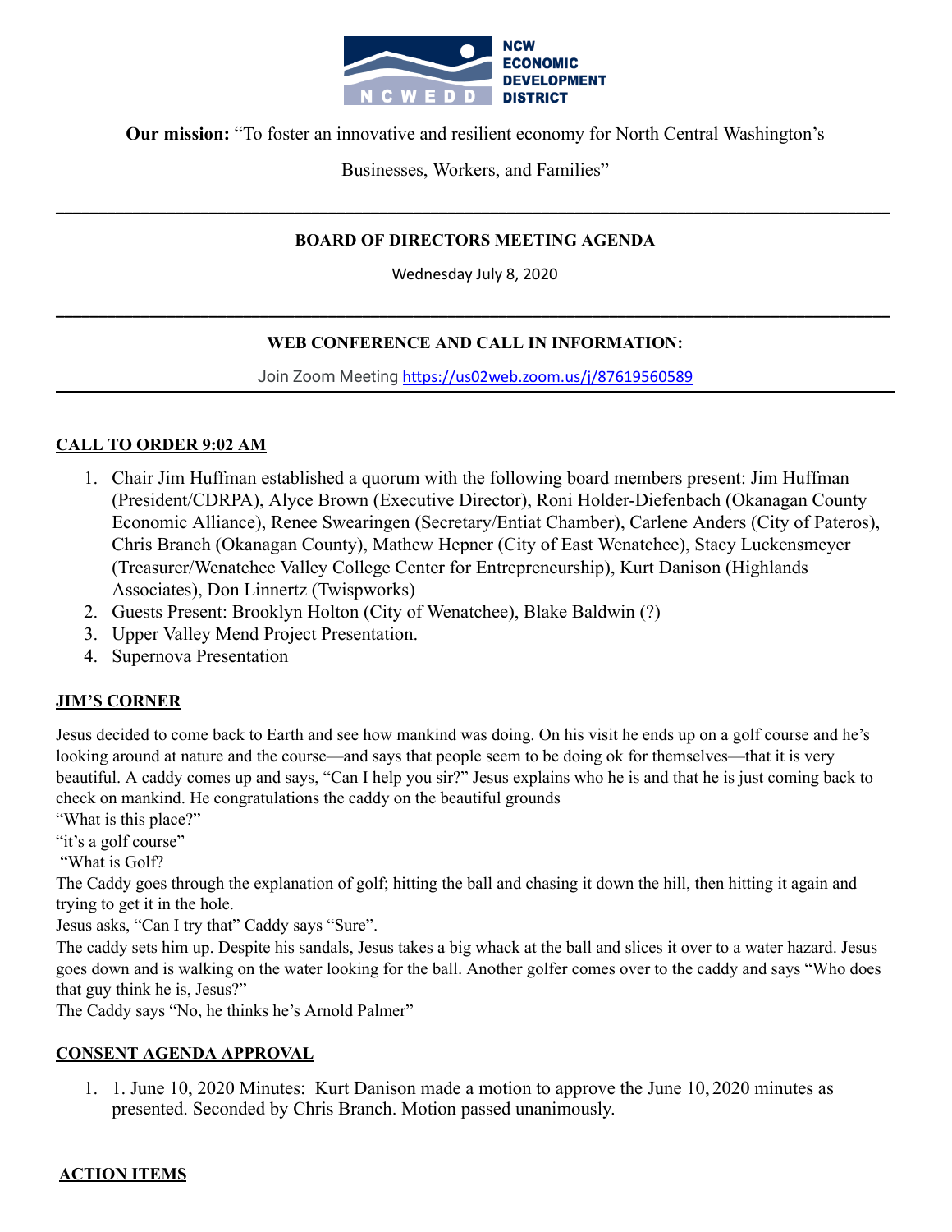NCW ECONOMIC DEVELOPMENT DISTRICT

NCWEDD

**Our mission:** "To foster an innovative and resilient economy for North Central Washington's Businesses, Workers, and Families"

---

**BOARD OF DIRECTORS MEETING AGENDA**

Wednesday July 8, 2020

---

**WEB CONFERENCE AND CALL IN INFORMATION:**

Join Zoom Meeting https://us02web.zoom.us/j/87619560589

---

**CALL TO ORDER 9:02 AM**

1. Chair Jim Huffman established a quorum with the following board members present: Jim Huffman (President/CDRPA), Alyce Brown (Executive Director), Roni Holder-Diefenbach (Okanagan County Economic Alliance), Renee Swearingen (Secretary/Entiat Chamber), Carlene Anders (City of Pateros), Chris Branch (Okanagan County), Mathew Hepner (City of East Wenatchee), Stacy Luckensmeyer (Treasurer/Wenatchee Valley College Center for Entrepreneurship), Kurt Danison (Highlands Associates), Don Linnertz (Twispworks)
2. Guests Present: Brooklyn Holton (City of Wenatchee), Blake Baldwin (?)
3. Upper Valley Mend Project Presentation.
4. Supernova Presentation

**JIM'S CORNER**

Jesus decided to come back to Earth and see how mankind was doing. On his visit he ends up on a golf course and he's looking around at nature and the course—and says that people seem to be doing ok for themselves—that it is very beautiful. A caddy comes up and says, "Can I help you sir?" Jesus explains who he is and that he is just coming back to check on mankind. He congratulations the caddy on the beautiful grounds

"What is this place?"

"it's a golf course"

"What is Golf?

The Caddy goes through the explanation of golf; hitting the ball and chasing it down the hill, then hitting it again and trying to get it in the hole.

Jesus asks, "Can I try that" Caddy says "Sure".

The caddy sets him up. Despite his sandals, Jesus takes a big whack at the ball and slices it over to a water hazard. Jesus goes down and is walking on the water looking for the ball. Another golfer comes over to the caddy and says "Who does that guy think he is, Jesus?"

The Caddy says "No, he thinks he's Arnold Palmer"

**CONSENT AGENDA APPROVAL**

1. 1. June 10, 2020 Minutes: Kurt Danison made a motion to approve the June 10, 2020 minutes as presented. Seconded by Chris Branch. Motion passed unanimously.

**ACTION ITEMS**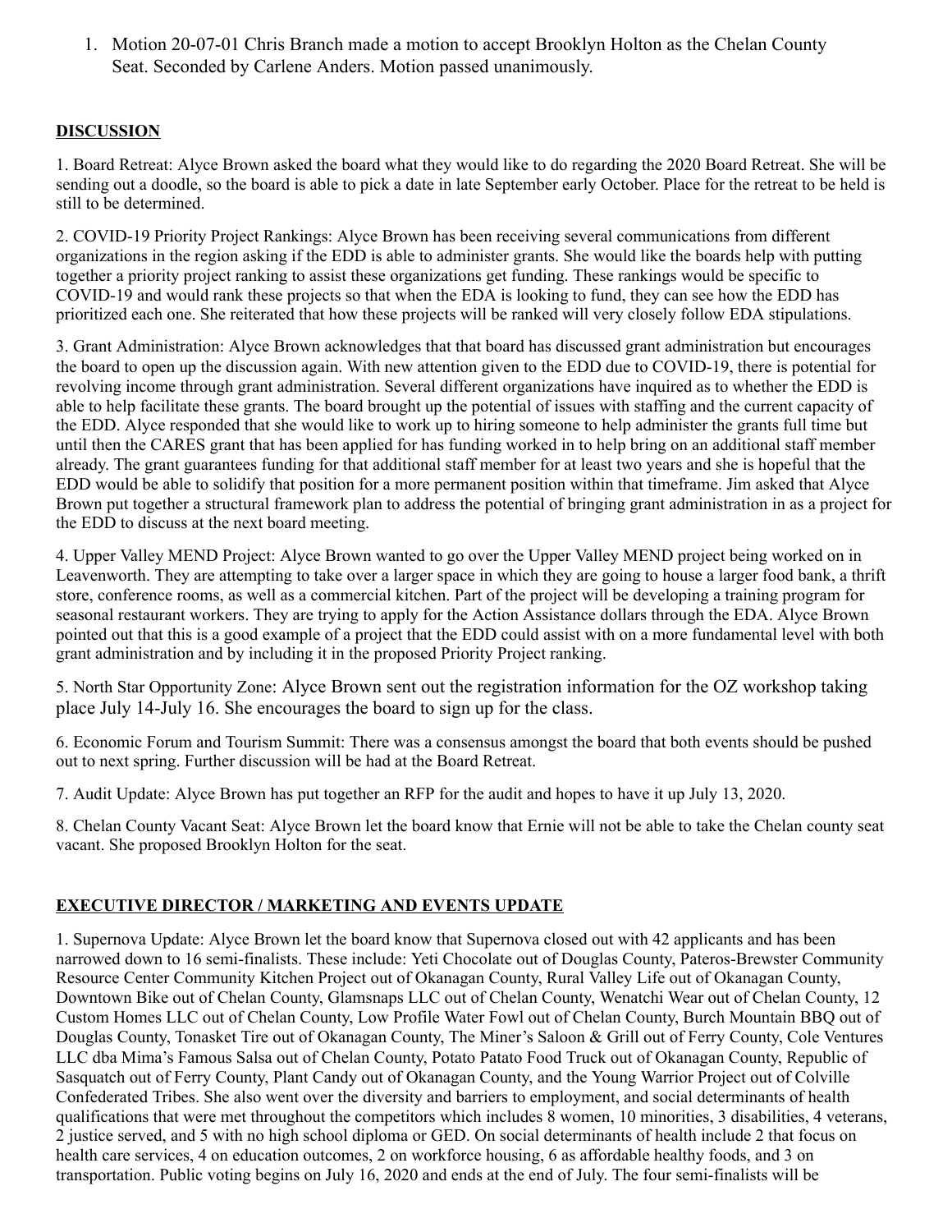1. Motion 20-07-01 Chris Branch made a motion to accept Brooklyn Holton as the Chelan County Seat. Seconded by Carlene Anders. Motion passed unanimously.

**DISCUSSION**

1. Board Retreat: Alyce Brown asked the board what they would like to do regarding the 2020 Board Retreat. She will be sending out a doodle, so the board is able to pick a date in late September early October. Place for the retreat to be held is still to be determined.

2. COVID-19 Priority Project Rankings: Alyce Brown has been receiving several communications from different organizations in the region asking if the EDD is able to administer grants. She would like the boards help with putting together a priority project ranking to assist these organizations get funding. These rankings would be specific to COVID-19 and would rank these projects so that when the EDA is looking to fund, they can see how the EDD has prioritized each one. She reiterated that how these projects will be ranked will very closely follow EDA stipulations.

3. Grant Administration: Alyce Brown acknowledges that that board has discussed grant administration but encourages the board to open up the discussion again. With new attention given to the EDD due to COVID-19, there is potential for revolving income through grant administration. Several different organizations have inquired as to whether the EDD is able to help facilitate these grants. The board brought up the potential of issues with staffing and the current capacity of the EDD. Alyce responded that she would like to work up to hiring someone to help administer the grants full time but until then the CARES grant that has been applied for has funding worked in to help bring on an additional staff member already. The grant guarantees funding for that additional staff member for at least two years and she is hopeful that the EDD would be able to solidify that position for a more permanent position within that timeframe. Jim asked that Alyce Brown put together a structural framework plan to address the potential of bringing grant administration in as a project for the EDD to discuss at the next board meeting.

4. Upper Valley MEND Project: Alyce Brown wanted to go over the Upper Valley MEND project being worked on in Leavenworth. They are attempting to take over a larger space in which they are going to house a larger food bank, a thrift store, conference rooms, as well as a commercial kitchen. Part of the project will be developing a training program for seasonal restaurant workers. They are trying to apply for the Action Assistance dollars through the EDA. Alyce Brown pointed out that this is a good example of a project that the EDD could assist with on a more fundamental level with both grant administration and by including it in the proposed Priority Project ranking.

5. North Star Opportunity Zone: Alyce Brown sent out the registration information for the OZ workshop taking place July 14-July 16. She encourages the board to sign up for the class.

6. Economic Forum and Tourism Summit: There was a consensus amongst the board that both events should be pushed out to next spring. Further discussion will be had at the Board Retreat.

7. Audit Update: Alyce Brown has put together an RFP for the audit and hopes to have it up July 13, 2020.

8. Chelan County Vacant Seat: Alyce Brown let the board know that Ernie will not be able to take the Chelan county seat vacant. She proposed Brooklyn Holton for the seat.

**EXECUTIVE DIRECTOR / MARKETING AND EVENTS UPDATE**

1. Supernova Update: Alyce Brown let the board know that Supernova closed out with 42 applicants and has been narrowed down to 16 semi-finalists. These include: Yeti Chocolate out of Douglas County, Pateros-Brewster Community Resource Center Community Kitchen Project out of Okanagan County, Rural Valley Life out of Okanagan County, Downtown Bike out of Chelan County, Glamsnaps LLC out of Chelan County, Wenatchi Wear out of Chelan County, 12 Custom Homes LLC out of Chelan County, Low Profile Water Fowl out of Chelan County, Burch Mountain BBQ out of Douglas County, Tonasket Tire out of Okanagan County, The Miner's Saloon & Grill out of Ferry County, Cole Ventures LLC dba Mima's Famous Salsa out of Chelan County, Potato Patato Food Truck out of Okanagan County, Republic of Sasquatch out of Ferry County, Plant Candy out of Okanagan County, and the Young Warrior Project out of Colville Confederated Tribes. She also went over the diversity and barriers to employment, and social determinants of health qualifications that were met throughout the competitors which includes 8 women, 10 minorities, 3 disabilities, 4 veterans, 2 justice served, and 5 with no high school diploma or GED. On social determinants of health include 2 that focus on health care services, 4 on education outcomes, 2 on workforce housing, 6 as affordable healthy foods, and 3 on transportation. Public voting begins on July 16, 2020 and ends at the end of July. The four semi-finalists will be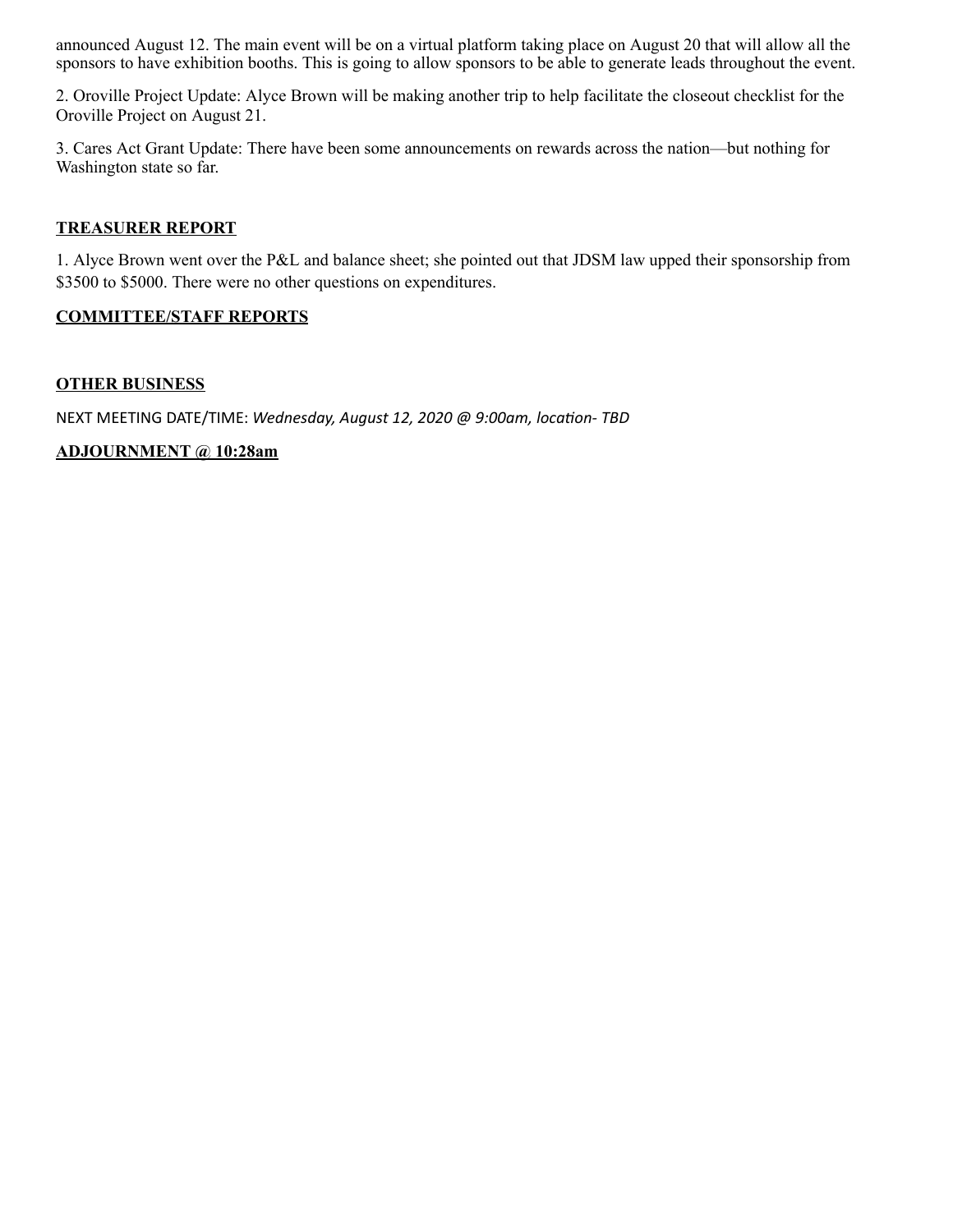announced August 12. The main event will be on a virtual platform taking place on August 20 that will allow all the sponsors to have exhibition booths. This is going to allow sponsors to be able to generate leads throughout the event.

2. Oroville Project Update: Alyce Brown will be making another trip to help facilitate the closeout checklist for the Oroville Project on August 21.

3. Cares Act Grant Update: There have been some announcements on rewards across the nation—but nothing for Washington state so far.

**TREASURER REPORT**

1. Alyce Brown went over the P&L and balance sheet; she pointed out that JDSM law upped their sponsorship from $3500 to $5000. There were no other questions on expenditures.

**COMMITTEE/STAFF REPORTS**

**OTHER BUSINESS**

NEXT MEETING DATE/TIME: *Wednesday, August 12, 2020 @ 9:00am, location- TBD*

**ADJOURNMENT @ 10:28am**